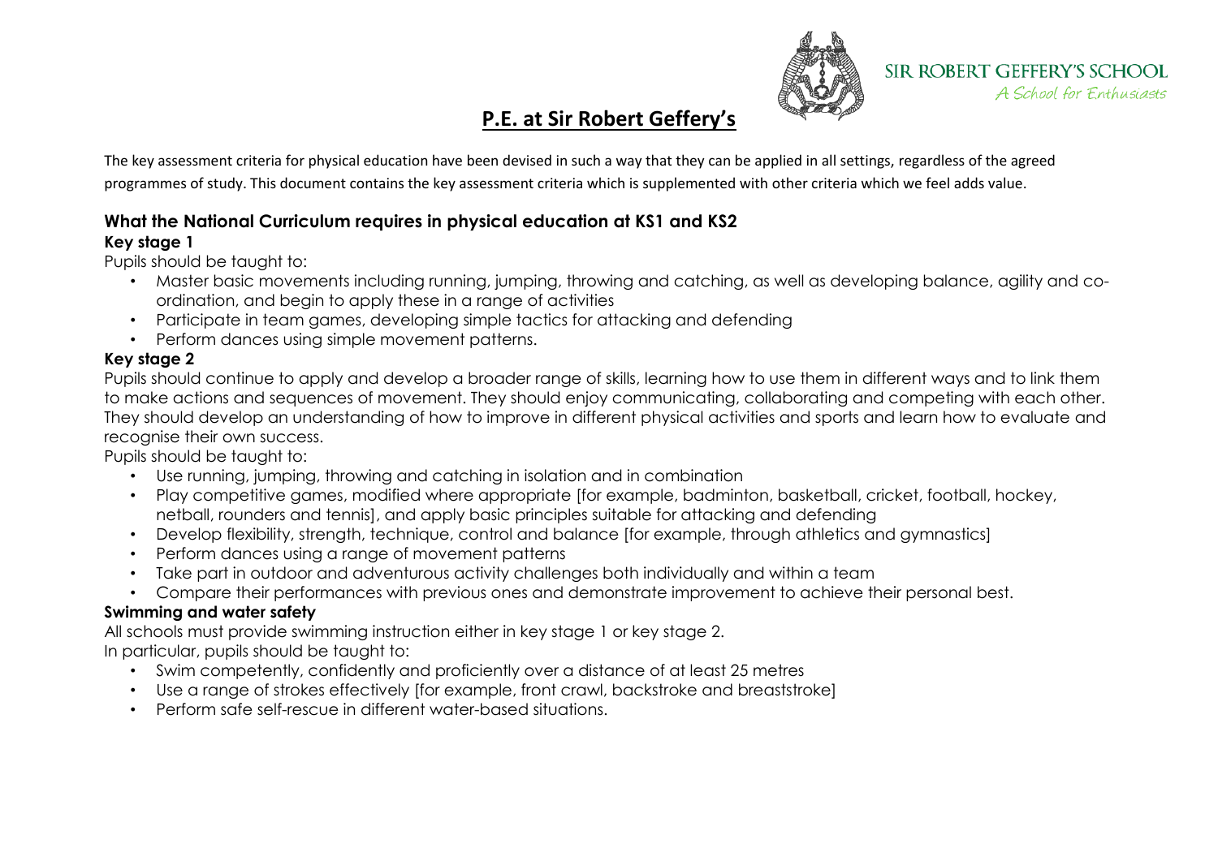SIR ROBERT GEFFERY'S SCHOOL
*A School for Enthusiasts*

# P.E. at Sir Robert Geffery's

The key assessment criteria for physical education have been devised in such a way that they can be applied in all settings, regardless of the agreed programmes of study. This document contains the key assessment criteria which is supplemented with other criteria which we feel adds value.

## What the National Curriculum requires in physical education at KS1 and KS2

### Key stage 1

Pupils should be taught to:

- Master basic movements including running, jumping, throwing and catching, as well as developing balance, agility and co-ordination, and begin to apply these in a range of activities
- Participate in team games, developing simple tactics for attacking and defending
- Perform dances using simple movement patterns.

### Key stage 2

Pupils should continue to apply and develop a broader range of skills, learning how to use them in different ways and to link them to make actions and sequences of movement. They should enjoy communicating, collaborating and competing with each other. They should develop an understanding of how to improve in different physical activities and sports and learn how to evaluate and recognise their own success.

Pupils should be taught to:

- Use running, jumping, throwing and catching in isolation and in combination
- Play competitive games, modified where appropriate [for example, badminton, basketball, cricket, football, hockey, netball, rounders and tennis], and apply basic principles suitable for attacking and defending
- Develop flexibility, strength, technique, control and balance [for example, through athletics and gymnastics]
- Perform dances using a range of movement patterns
- Take part in outdoor and adventurous activity challenges both individually and within a team
- Compare their performances with previous ones and demonstrate improvement to achieve their personal best.

### Swimming and water safety

All schools must provide swimming instruction either in key stage 1 or key stage 2.

In particular, pupils should be taught to:

- Swim competently, confidently and proficiently over a distance of at least 25 metres
- Use a range of strokes effectively [for example, front crawl, backstroke and breaststroke]
- Perform safe self-rescue in different water-based situations.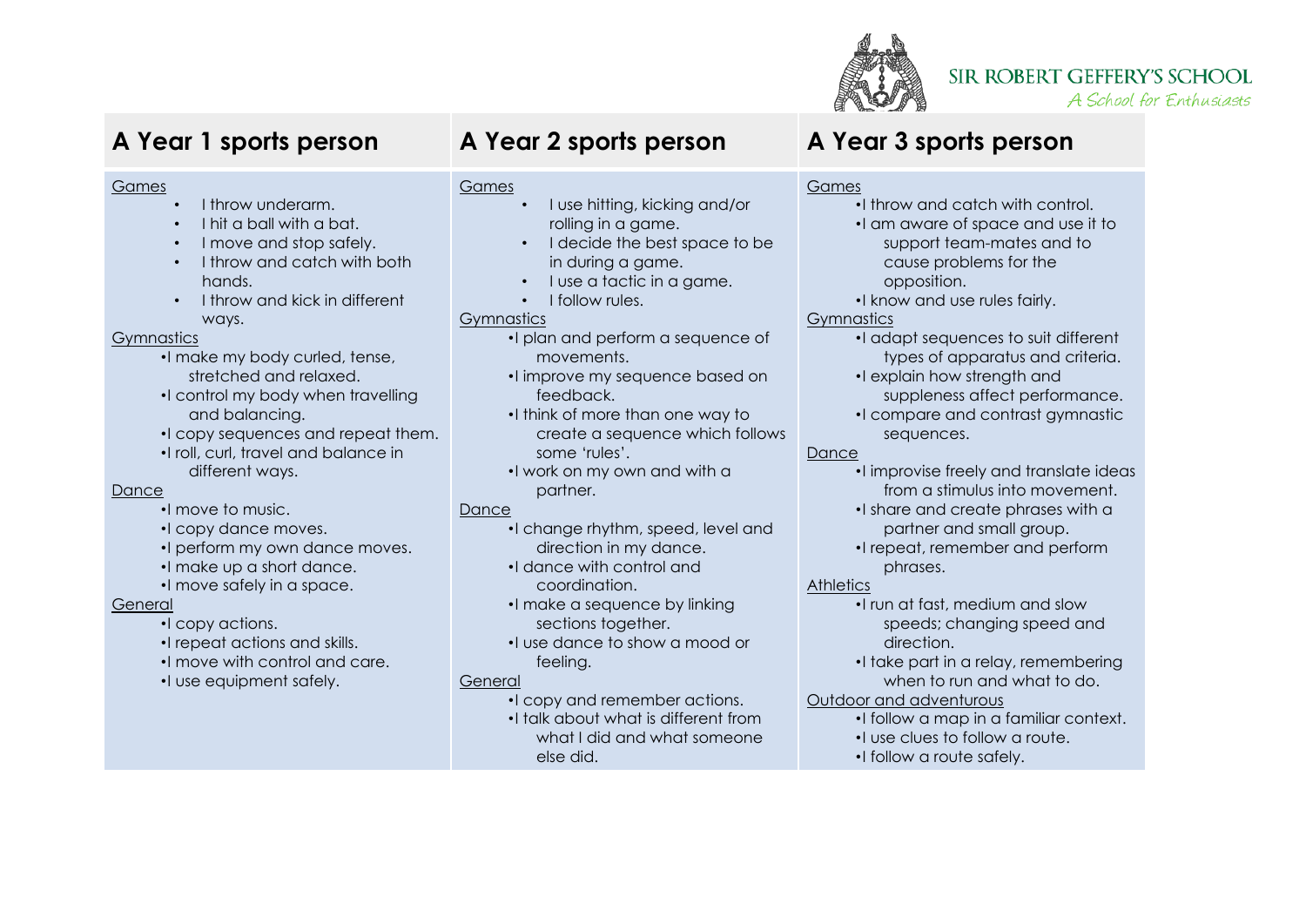SIR ROBERT GEFFERY'S SCHOOL
*A School for Enthusiasts*

## A Year 1 sports person

<u>Games</u>

- I throw underarm.
- I hit a ball with a bat.
- I move and stop safely.
- I throw and catch with both hands.
- I throw and kick in different ways.

<u>Gymnastics</u>

- I make my body curled, tense, stretched and relaxed.
- I control my body when travelling and balancing.
- I copy sequences and repeat them.
- I roll, curl, travel and balance in different ways.

<u>Dance</u>

- I move to music.
- I copy dance moves.
- I perform my own dance moves.
- I make up a short dance.
- I move safely in a space.

<u>General</u>

- I copy actions.
- I repeat actions and skills.
- I move with control and care.
- I use equipment safely.

## A Year 2 sports person

<u>Games</u>

- I use hitting, kicking and/or rolling in a game.
- I decide the best space to be in during a game.
- I use a tactic in a game.
- I follow rules.

<u>Gymnastics</u>

- I plan and perform a sequence of movements.
- I improve my sequence based on feedback.
- I think of more than one way to create a sequence which follows some 'rules'.
- I work on my own and with a partner.

<u>Dance</u>

- I change rhythm, speed, level and direction in my dance.
- I dance with control and coordination.
- I make a sequence by linking sections together.
- I use dance to show a mood or feeling.

<u>General</u>

- I copy and remember actions.
- I talk about what is different from what I did and what someone else did.

## A Year 3 sports person

<u>Games</u>

- I throw and catch with control.
- I am aware of space and use it to support team-mates and to cause problems for the opposition.
- I know and use rules fairly.

<u>Gymnastics</u>

- I adapt sequences to suit different types of apparatus and criteria.
- I explain how strength and suppleness affect performance.
- I compare and contrast gymnastic sequences.

<u>Dance</u>

- I improvise freely and translate ideas from a stimulus into movement.
- I share and create phrases with a partner and small group.
- I repeat, remember and perform phrases.

<u>Athletics</u>

- I run at fast, medium and slow speeds; changing speed and direction.
- I take part in a relay, remembering when to run and what to do.

<u>Outdoor and adventurous</u>

- I follow a map in a familiar context.
- I use clues to follow a route.
- I follow a route safely.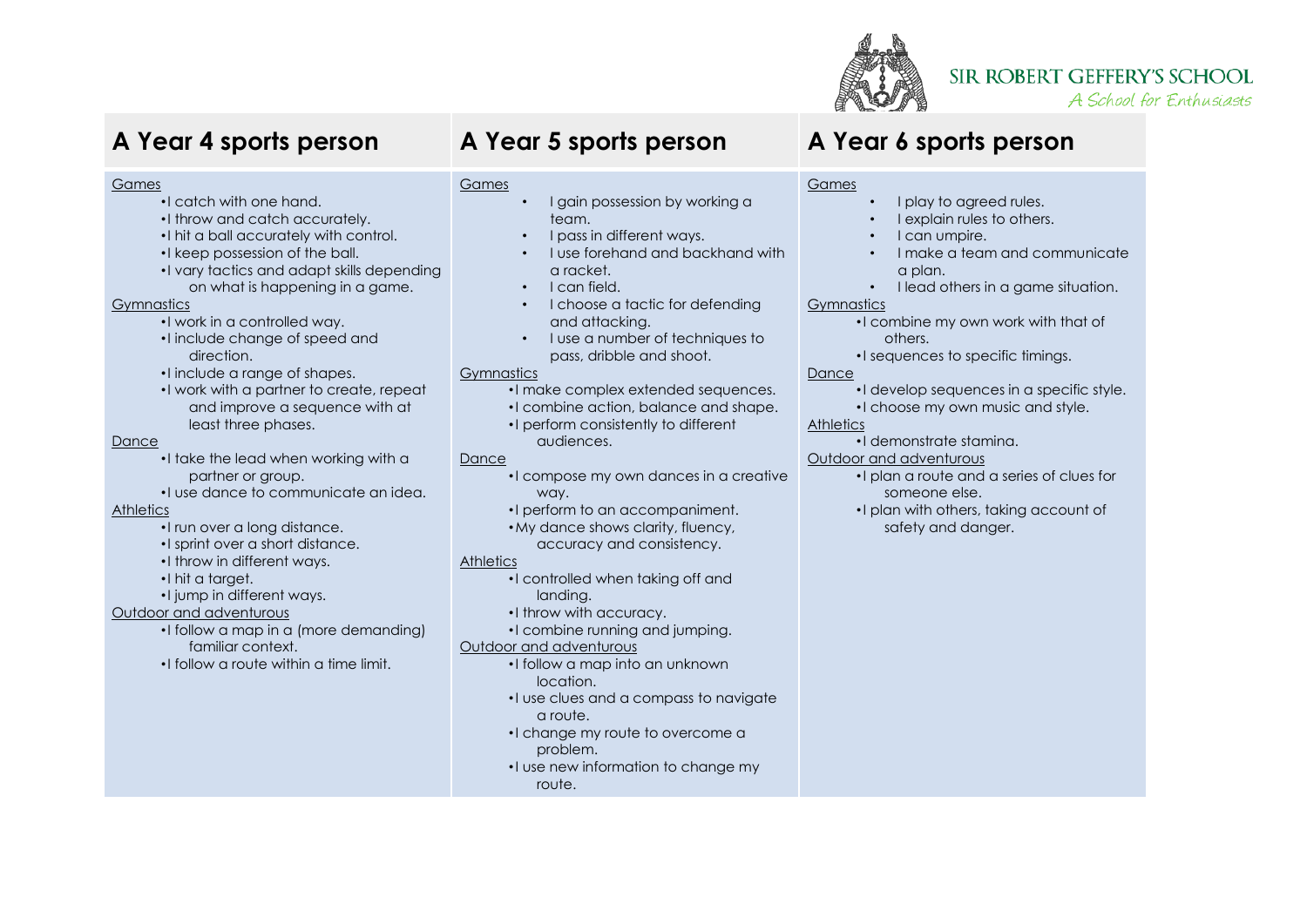SIR ROBERT GEFFERY'S SCHOOL
*A School for Enthusiasts*

## A Year 4 sports person

Games

- I catch with one hand.
- I throw and catch accurately.
- I hit a ball accurately with control.
- I keep possession of the ball.
- I vary tactics and adapt skills depending on what is happening in a game.

Gymnastics

- I work in a controlled way.
- I include change of speed and direction.
- I include a range of shapes.
- I work with a partner to create, repeat and improve a sequence with at least three phases.

Dance

- I take the lead when working with a partner or group.
- I use dance to communicate an idea.

Athletics

- I run over a long distance.
- I sprint over a short distance.
- I throw in different ways.
- I hit a target.
- I jump in different ways.

Outdoor and adventurous

- I follow a map in a (more demanding) familiar context.
- I follow a route within a time limit.

## A Year 5 sports person

Games

- I gain possession by working a team.
- I pass in different ways.
- I use forehand and backhand with a racket.
- I can field.
- I choose a tactic for defending and attacking.
- I use a number of techniques to pass, dribble and shoot.

Gymnastics

- I make complex extended sequences.
- I combine action, balance and shape.
- I perform consistently to different audiences.

Dance

- I compose my own dances in a creative way.
- I perform to an accompaniment.
- My dance shows clarity, fluency, accuracy and consistency.

Athletics

- I controlled when taking off and landing.
- I throw with accuracy.
- I combine running and jumping.

Outdoor and adventurous

- I follow a map into an unknown location.
- I use clues and a compass to navigate a route.
- I change my route to overcome a problem.
- I use new information to change my route.

## A Year 6 sports person

Games

- I play to agreed rules.
- I explain rules to others.
- I can umpire.
- I make a team and communicate a plan.
- I lead others in a game situation.

Gymnastics

- I combine my own work with that of others.
- I sequences to specific timings.

Dance

- I develop sequences in a specific style.
- I choose my own music and style.

Athletics

- I demonstrate stamina.

Outdoor and adventurous

- I plan a route and a series of clues for someone else.
- I plan with others, taking account of safety and danger.